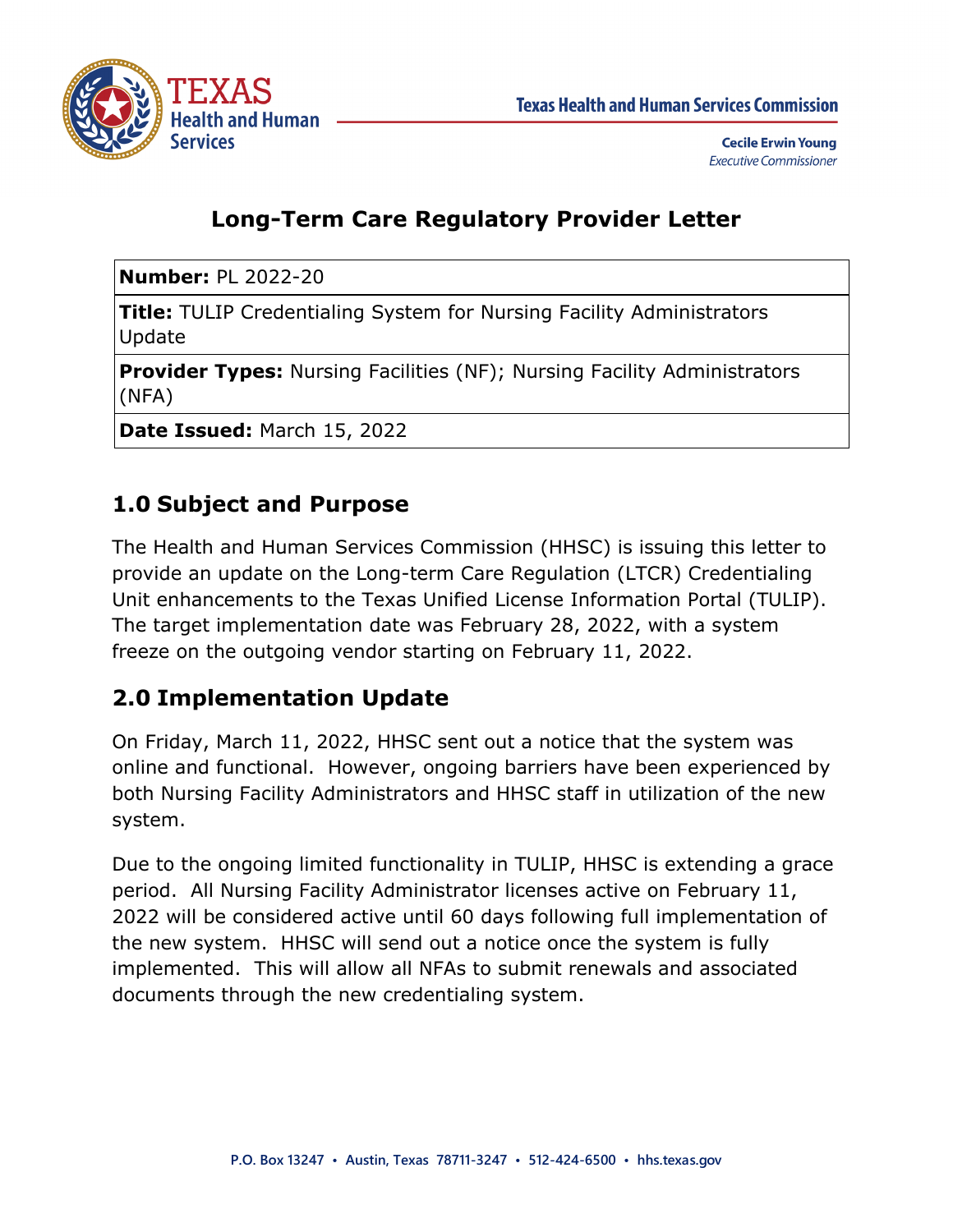Texas Health and Human Services Commission

**Cecile Erwin Young**
*Executive Commissioner*

# Long-Term Care Regulatory Provider Letter

| |
|---|
| **Number:** PL 2022-20 |
| **Title:** TULIP Credentialing System for Nursing Facility Administrators Update |
| **Provider Types:** Nursing Facilities (NF); Nursing Facility Administrators (NFA) |
| **Date Issued:** March 15, 2022 |

## 1.0 Subject and Purpose

The Health and Human Services Commission (HHSC) is issuing this letter to provide an update on the Long-term Care Regulation (LTCR) Credentialing Unit enhancements to the Texas Unified License Information Portal (TULIP). The target implementation date was February 28, 2022, with a system freeze on the outgoing vendor starting on February 11, 2022.

## 2.0 Implementation Update

On Friday, March 11, 2022, HHSC sent out a notice that the system was online and functional. However, ongoing barriers have been experienced by both Nursing Facility Administrators and HHSC staff in utilization of the new system.

Due to the ongoing limited functionality in TULIP, HHSC is extending a grace period. All Nursing Facility Administrator licenses active on February 11, 2022 will be considered active until 60 days following full implementation of the new system. HHSC will send out a notice once the system is fully implemented. This will allow all NFAs to submit renewals and associated documents through the new credentialing system.

P.O. Box 13247 • Austin, Texas 78711-3247 • 512-424-6500 • hhs.texas.gov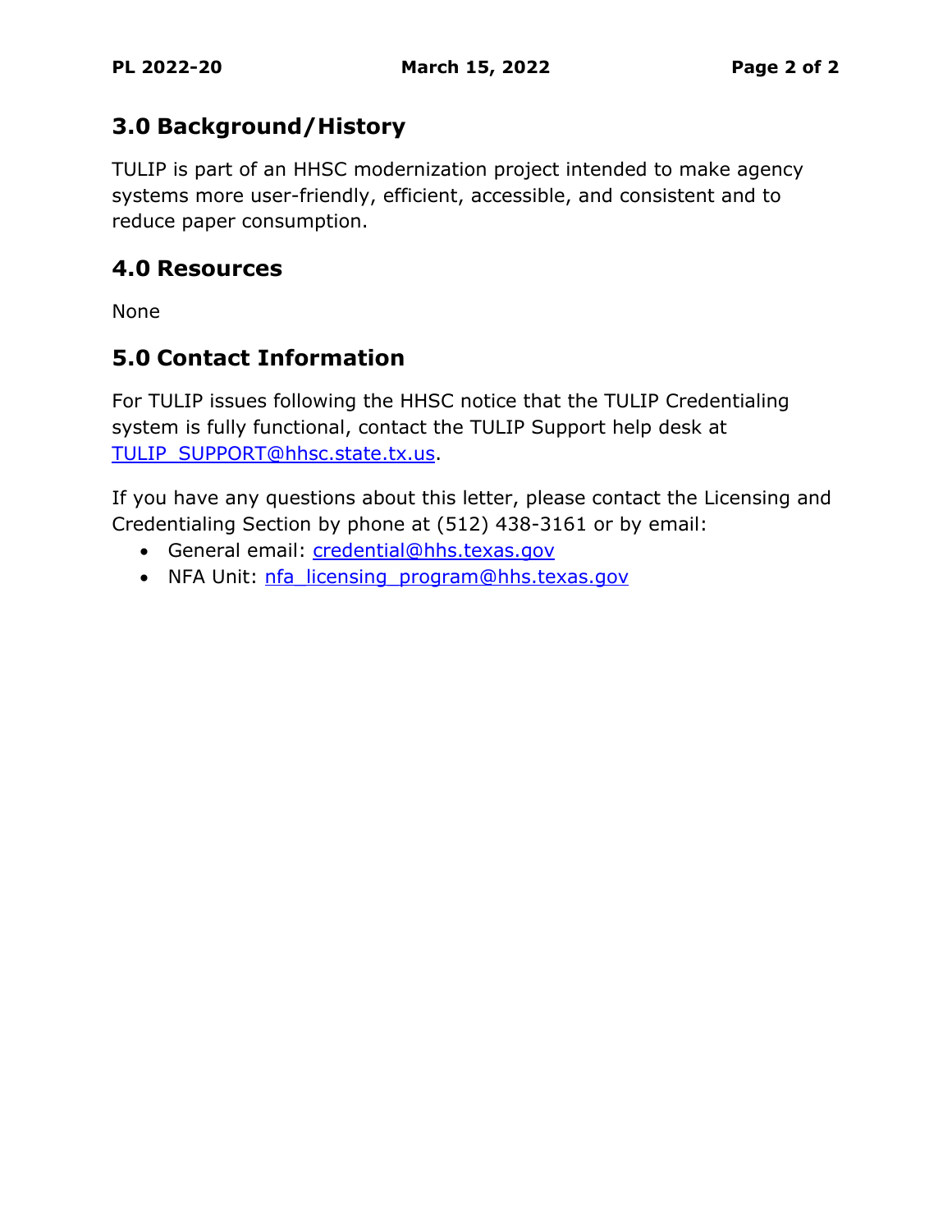## 3.0 Background/History

TULIP is part of an HHSC modernization project intended to make agency systems more user-friendly, efficient, accessible, and consistent and to reduce paper consumption.

## 4.0 Resources

None

## 5.0 Contact Information

For TULIP issues following the HHSC notice that the TULIP Credentialing system is fully functional, contact the TULIP Support help desk at TULIP_SUPPORT@hhsc.state.tx.us.

If you have any questions about this letter, please contact the Licensing and Credentialing Section by phone at (512) 438-3161 or by email:

- General email: credential@hhs.texas.gov
- NFA Unit: nfa_licensing_program@hhs.texas.gov